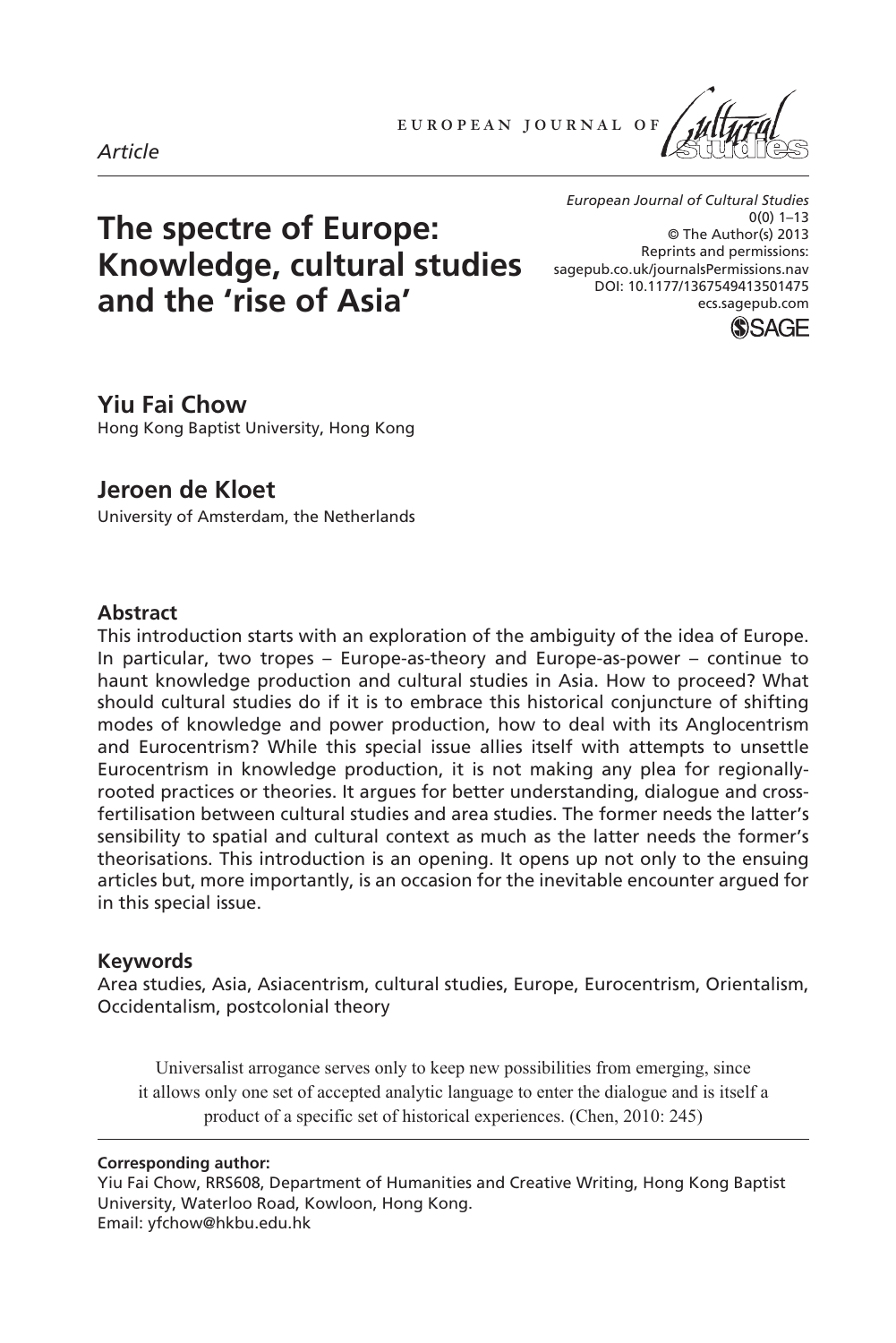*Article*

# The spectre of Europe: Knowledge, cultural studies and the 'rise of Asia'

*European Journal of Cultural Studies*
0(0) 1–13
© The Author(s) 2013
Reprints and permissions:
sagepub.co.uk/journalsPermissions.nav
DOI: 10.1177/1367549413501475
ecs.sagepub.com

**Yiu Fai Chow**
Hong Kong Baptist University, Hong Kong

**Jeroen de Kloet**
University of Amsterdam, the Netherlands

### Abstract

This introduction starts with an exploration of the ambiguity of the idea of Europe. In particular, two tropes – Europe-as-theory and Europe-as-power – continue to haunt knowledge production and cultural studies in Asia. How to proceed? What should cultural studies do if it is to embrace this historical conjuncture of shifting modes of knowledge and power production, how to deal with its Anglocentrism and Eurocentrism? While this special issue allies itself with attempts to unsettle Eurocentrism in knowledge production, it is not making any plea for regionally-rooted practices or theories. It argues for better understanding, dialogue and cross-fertilisation between cultural studies and area studies. The former needs the latter's sensibility to spatial and cultural context as much as the latter needs the former's theorisations. This introduction is an opening. It opens up not only to the ensuing articles but, more importantly, is an occasion for the inevitable encounter argued for in this special issue.

### Keywords

Area studies, Asia, Asiacentrism, cultural studies, Europe, Eurocentrism, Orientalism, Occidentalism, postcolonial theory

> Universalist arrogance serves only to keep new possibilities from emerging, since it allows only one set of accepted analytic language to enter the dialogue and is itself a product of a specific set of historical experiences. (Chen, 2010: 245)

**Corresponding author:**
Yiu Fai Chow, RRS608, Department of Humanities and Creative Writing, Hong Kong Baptist University, Waterloo Road, Kowloon, Hong Kong.
Email: yfchow@hkbu.edu.hk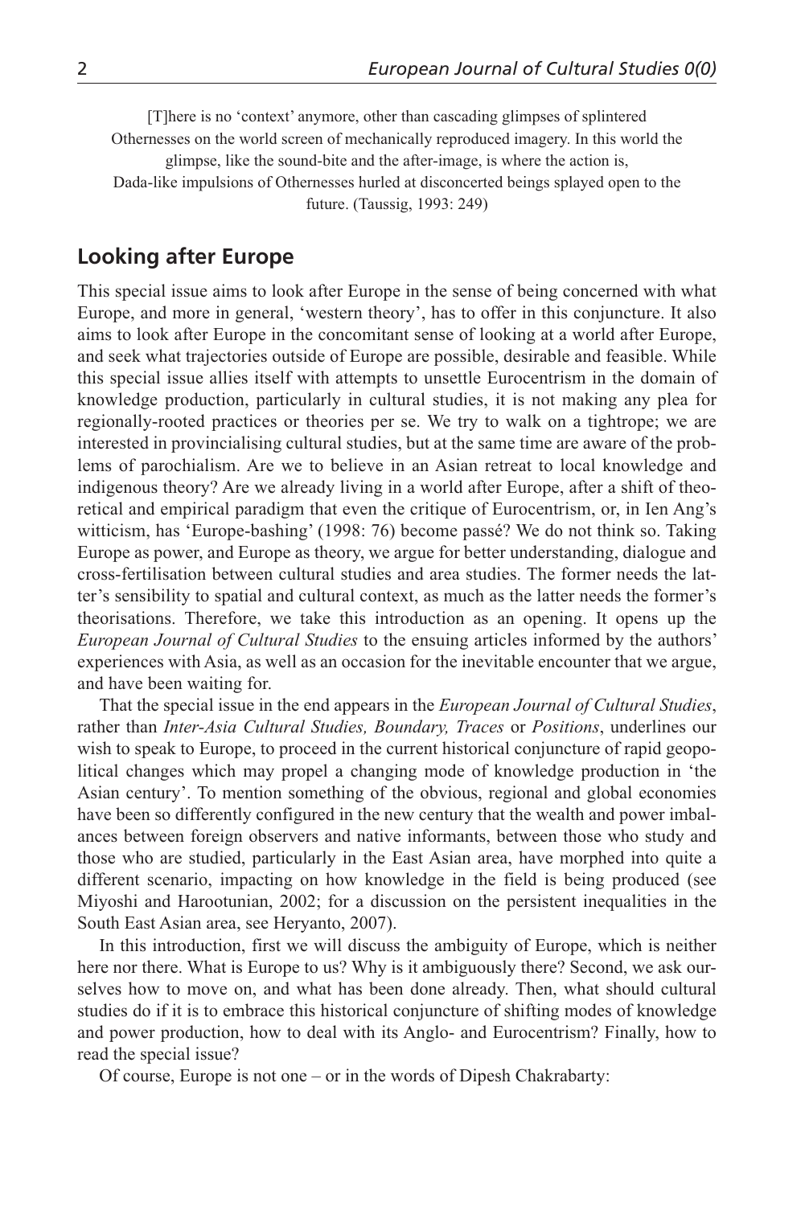> [T]here is no 'context' anymore, other than cascading glimpses of splintered Othernesses on the world screen of mechanically reproduced imagery. In this world the glimpse, like the sound-bite and the after-image, is where the action is, Dada-like impulsions of Othernesses hurled at disconcerted beings splayed open to the future. (Taussig, 1993: 249)

## Looking after Europe

This special issue aims to look after Europe in the sense of being concerned with what Europe, and more in general, 'western theory', has to offer in this conjuncture. It also aims to look after Europe in the concomitant sense of looking at a world after Europe, and seek what trajectories outside of Europe are possible, desirable and feasible. While this special issue allies itself with attempts to unsettle Eurocentrism in the domain of knowledge production, particularly in cultural studies, it is not making any plea for regionally-rooted practices or theories per se. We try to walk on a tightrope; we are interested in provincialising cultural studies, but at the same time are aware of the problems of parochialism. Are we to believe in an Asian retreat to local knowledge and indigenous theory? Are we already living in a world after Europe, after a shift of theoretical and empirical paradigm that even the critique of Eurocentrism, or, in Ien Ang's witticism, has 'Europe-bashing' (1998: 76) become passé? We do not think so. Taking Europe as power, and Europe as theory, we argue for better understanding, dialogue and cross-fertilisation between cultural studies and area studies. The former needs the latter's sensibility to spatial and cultural context, as much as the latter needs the former's theorisations. Therefore, we take this introduction as an opening. It opens up the *European Journal of Cultural Studies* to the ensuing articles informed by the authors' experiences with Asia, as well as an occasion for the inevitable encounter that we argue, and have been waiting for.

That the special issue in the end appears in the *European Journal of Cultural Studies*, rather than *Inter-Asia Cultural Studies, Boundary, Traces* or *Positions*, underlines our wish to speak to Europe, to proceed in the current historical conjuncture of rapid geopolitical changes which may propel a changing mode of knowledge production in 'the Asian century'. To mention something of the obvious, regional and global economies have been so differently configured in the new century that the wealth and power imbalances between foreign observers and native informants, between those who study and those who are studied, particularly in the East Asian area, have morphed into quite a different scenario, impacting on how knowledge in the field is being produced (see Miyoshi and Harootunian, 2002; for a discussion on the persistent inequalities in the South East Asian area, see Heryanto, 2007).

In this introduction, first we will discuss the ambiguity of Europe, which is neither here nor there. What is Europe to us? Why is it ambiguously there? Second, we ask ourselves how to move on, and what has been done already. Then, what should cultural studies do if it is to embrace this historical conjuncture of shifting modes of knowledge and power production, how to deal with its Anglo- and Eurocentrism? Finally, how to read the special issue?

Of course, Europe is not one – or in the words of Dipesh Chakrabarty: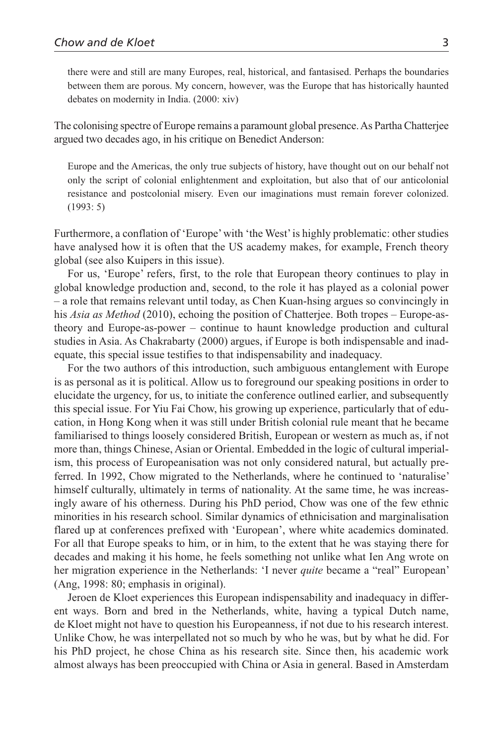> there were and still are many Europes, real, historical, and fantasised. Perhaps the boundaries between them are porous. My concern, however, was the Europe that has historically haunted debates on modernity in India. (2000: xiv)

The colonising spectre of Europe remains a paramount global presence. As Partha Chatterjee argued two decades ago, in his critique on Benedict Anderson:

> Europe and the Americas, the only true subjects of history, have thought out on our behalf not only the script of colonial enlightenment and exploitation, but also that of our anticolonial resistance and postcolonial misery. Even our imaginations must remain forever colonized. (1993: 5)

Furthermore, a conflation of 'Europe' with 'the West' is highly problematic: other studies have analysed how it is often that the US academy makes, for example, French theory global (see also Kuipers in this issue).

For us, 'Europe' refers, first, to the role that European theory continues to play in global knowledge production and, second, to the role it has played as a colonial power – a role that remains relevant until today, as Chen Kuan-hsing argues so convincingly in his *Asia as Method* (2010), echoing the position of Chatterjee. Both tropes – Europe-as-theory and Europe-as-power – continue to haunt knowledge production and cultural studies in Asia. As Chakrabarty (2000) argues, if Europe is both indispensable and inadequate, this special issue testifies to that indispensability and inadequacy.

For the two authors of this introduction, such ambiguous entanglement with Europe is as personal as it is political. Allow us to foreground our speaking positions in order to elucidate the urgency, for us, to initiate the conference outlined earlier, and subsequently this special issue. For Yiu Fai Chow, his growing up experience, particularly that of education, in Hong Kong when it was still under British colonial rule meant that he became familiarised to things loosely considered British, European or western as much as, if not more than, things Chinese, Asian or Oriental. Embedded in the logic of cultural imperialism, this process of Europeanisation was not only considered natural, but actually preferred. In 1992, Chow migrated to the Netherlands, where he continued to 'naturalise' himself culturally, ultimately in terms of nationality. At the same time, he was increasingly aware of his otherness. During his PhD period, Chow was one of the few ethnic minorities in his research school. Similar dynamics of ethnicisation and marginalisation flared up at conferences prefixed with 'European', where white academics dominated. For all that Europe speaks to him, or in him, to the extent that he was staying there for decades and making it his home, he feels something not unlike what Ien Ang wrote on her migration experience in the Netherlands: 'I never *quite* became a "real" European' (Ang, 1998: 80; emphasis in original).

Jeroen de Kloet experiences this European indispensability and inadequacy in different ways. Born and bred in the Netherlands, white, having a typical Dutch name, de Kloet might not have to question his Europeanness, if not due to his research interest. Unlike Chow, he was interpellated not so much by who he was, but by what he did. For his PhD project, he chose China as his research site. Since then, his academic work almost always has been preoccupied with China or Asia in general. Based in Amsterdam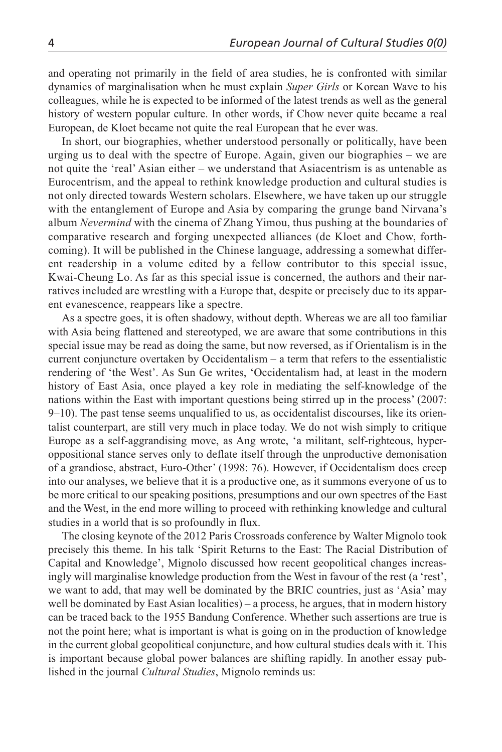and operating not primarily in the field of area studies, he is confronted with similar dynamics of marginalisation when he must explain *Super Girls* or Korean Wave to his colleagues, while he is expected to be informed of the latest trends as well as the general history of western popular culture. In other words, if Chow never quite became a real European, de Kloet became not quite the real European that he ever was.

In short, our biographies, whether understood personally or politically, have been urging us to deal with the spectre of Europe. Again, given our biographies – we are not quite the 'real' Asian either – we understand that Asiacentrism is as untenable as Eurocentrism, and the appeal to rethink knowledge production and cultural studies is not only directed towards Western scholars. Elsewhere, we have taken up our struggle with the entanglement of Europe and Asia by comparing the grunge band Nirvana's album *Nevermind* with the cinema of Zhang Yimou, thus pushing at the boundaries of comparative research and forging unexpected alliances (de Kloet and Chow, forthcoming). It will be published in the Chinese language, addressing a somewhat different readership in a volume edited by a fellow contributor to this special issue, Kwai-Cheung Lo. As far as this special issue is concerned, the authors and their narratives included are wrestling with a Europe that, despite or precisely due to its apparent evanescence, reappears like a spectre.

As a spectre goes, it is often shadowy, without depth. Whereas we are all too familiar with Asia being flattened and stereotyped, we are aware that some contributions in this special issue may be read as doing the same, but now reversed, as if Orientalism is in the current conjuncture overtaken by Occidentalism – a term that refers to the essentialistic rendering of 'the West'. As Sun Ge writes, 'Occidentalism had, at least in the modern history of East Asia, once played a key role in mediating the self-knowledge of the nations within the East with important questions being stirred up in the process' (2007: 9–10). The past tense seems unqualified to us, as occidentalist discourses, like its orientalist counterpart, are still very much in place today. We do not wish simply to critique Europe as a self-aggrandising move, as Ang wrote, 'a militant, self-righteous, hyper-oppositional stance serves only to deflate itself through the unproductive demonisation of a grandiose, abstract, Euro-Other' (1998: 76). However, if Occidentalism does creep into our analyses, we believe that it is a productive one, as it summons everyone of us to be more critical to our speaking positions, presumptions and our own spectres of the East and the West, in the end more willing to proceed with rethinking knowledge and cultural studies in a world that is so profoundly in flux.

The closing keynote of the 2012 Paris Crossroads conference by Walter Mignolo took precisely this theme. In his talk 'Spirit Returns to the East: The Racial Distribution of Capital and Knowledge', Mignolo discussed how recent geopolitical changes increasingly will marginalise knowledge production from the West in favour of the rest (a 'rest', we want to add, that may well be dominated by the BRIC countries, just as 'Asia' may well be dominated by East Asian localities) – a process, he argues, that in modern history can be traced back to the 1955 Bandung Conference. Whether such assertions are true is not the point here; what is important is what is going on in the production of knowledge in the current global geopolitical conjuncture, and how cultural studies deals with it. This is important because global power balances are shifting rapidly. In another essay published in the journal *Cultural Studies*, Mignolo reminds us: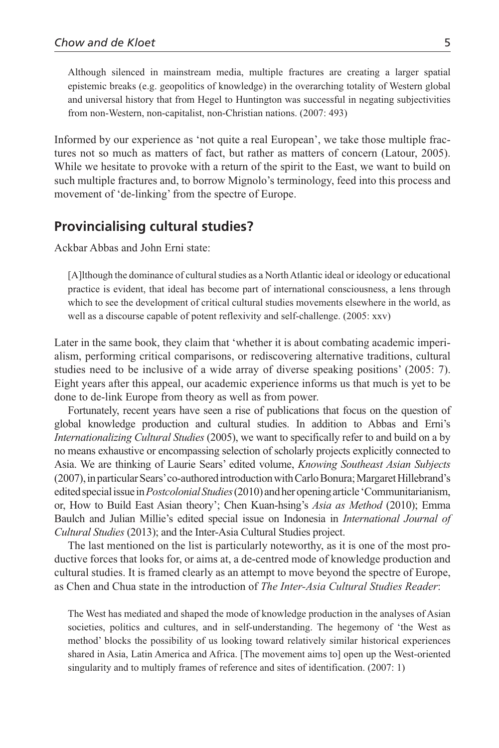> Although silenced in mainstream media, multiple fractures are creating a larger spatial epistemic breaks (e.g. geopolitics of knowledge) in the overarching totality of Western global and universal history that from Hegel to Huntington was successful in negating subjectivities from non-Western, non-capitalist, non-Christian nations. (2007: 493)

Informed by our experience as 'not quite a real European', we take those multiple fractures not so much as matters of fact, but rather as matters of concern (Latour, 2005). While we hesitate to provoke with a return of the spirit to the East, we want to build on such multiple fractures and, to borrow Mignolo's terminology, feed into this process and movement of 'de-linking' from the spectre of Europe.

## Provincialising cultural studies?

Ackbar Abbas and John Erni state:

> [A]lthough the dominance of cultural studies as a North Atlantic ideal or ideology or educational practice is evident, that ideal has become part of international consciousness, a lens through which to see the development of critical cultural studies movements elsewhere in the world, as well as a discourse capable of potent reflexivity and self-challenge. (2005: xxv)

Later in the same book, they claim that 'whether it is about combating academic imperialism, performing critical comparisons, or rediscovering alternative traditions, cultural studies need to be inclusive of a wide array of diverse speaking positions' (2005: 7). Eight years after this appeal, our academic experience informs us that much is yet to be done to de-link Europe from theory as well as from power.

Fortunately, recent years have seen a rise of publications that focus on the question of global knowledge production and cultural studies. In addition to Abbas and Erni's *Internationalizing Cultural Studies* (2005), we want to specifically refer to and build on a by no means exhaustive or encompassing selection of scholarly projects explicitly connected to Asia. We are thinking of Laurie Sears' edited volume, *Knowing Southeast Asian Subjects* (2007), in particular Sears' co-authored introduction with Carlo Bonura; Margaret Hillebrand's edited special issue in *Postcolonial Studies* (2010) and her opening article 'Communitarianism, or, How to Build East Asian theory'; Chen Kuan-hsing's *Asia as Method* (2010); Emma Baulch and Julian Millie's edited special issue on Indonesia in *International Journal of Cultural Studies* (2013); and the Inter-Asia Cultural Studies project.

The last mentioned on the list is particularly noteworthy, as it is one of the most productive forces that looks for, or aims at, a de-centred mode of knowledge production and cultural studies. It is framed clearly as an attempt to move beyond the spectre of Europe, as Chen and Chua state in the introduction of *The Inter-Asia Cultural Studies Reader*:

> The West has mediated and shaped the mode of knowledge production in the analyses of Asian societies, politics and cultures, and in self-understanding. The hegemony of 'the West as method' blocks the possibility of us looking toward relatively similar historical experiences shared in Asia, Latin America and Africa. [The movement aims to] open up the West-oriented singularity and to multiply frames of reference and sites of identification. (2007: 1)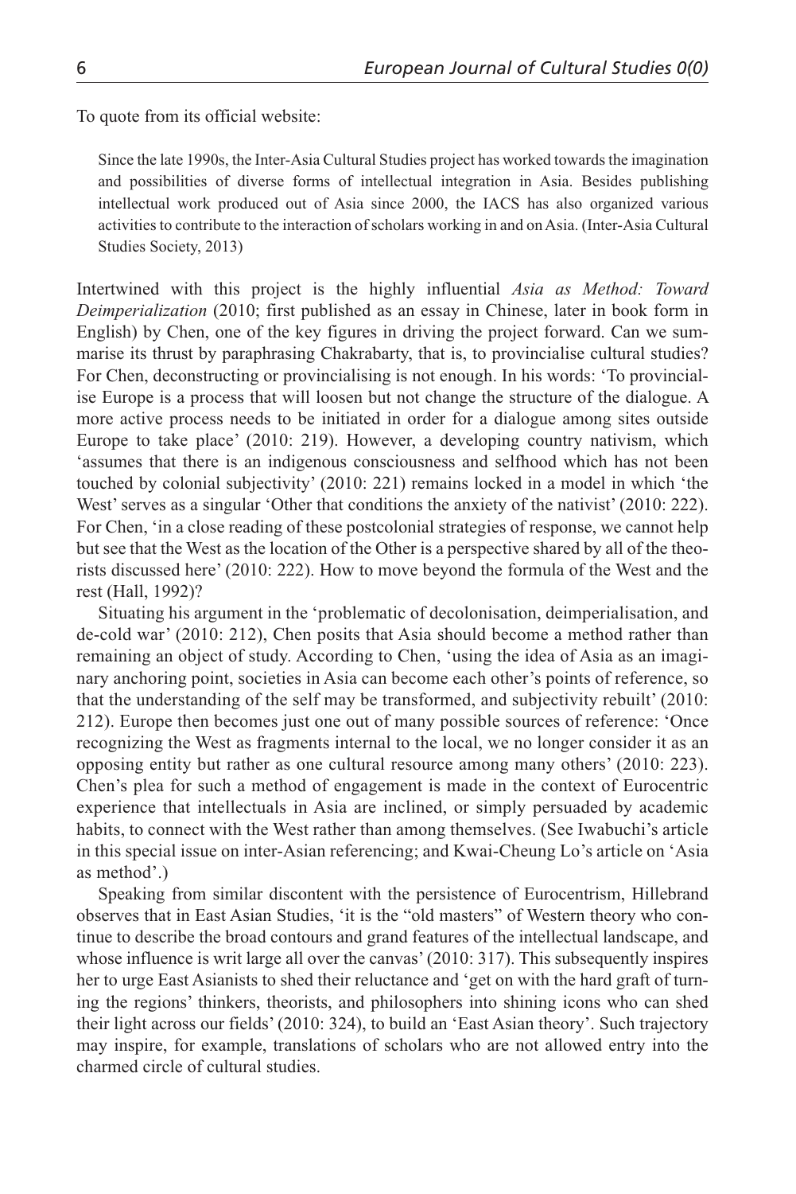To quote from its official website:

> Since the late 1990s, the Inter-Asia Cultural Studies project has worked towards the imagination and possibilities of diverse forms of intellectual integration in Asia. Besides publishing intellectual work produced out of Asia since 2000, the IACS has also organized various activities to contribute to the interaction of scholars working in and on Asia. (Inter-Asia Cultural Studies Society, 2013)

Intertwined with this project is the highly influential *Asia as Method: Toward Deimperialization* (2010; first published as an essay in Chinese, later in book form in English) by Chen, one of the key figures in driving the project forward. Can we summarise its thrust by paraphrasing Chakrabarty, that is, to provincialise cultural studies? For Chen, deconstructing or provincialising is not enough. In his words: 'To provincialise Europe is a process that will loosen but not change the structure of the dialogue. A more active process needs to be initiated in order for a dialogue among sites outside Europe to take place' (2010: 219). However, a developing country nativism, which 'assumes that there is an indigenous consciousness and selfhood which has not been touched by colonial subjectivity' (2010: 221) remains locked in a model in which 'the West' serves as a singular 'Other that conditions the anxiety of the nativist' (2010: 222). For Chen, 'in a close reading of these postcolonial strategies of response, we cannot help but see that the West as the location of the Other is a perspective shared by all of the theorists discussed here' (2010: 222). How to move beyond the formula of the West and the rest (Hall, 1992)?

Situating his argument in the 'problematic of decolonisation, deimperialisation, and de-cold war' (2010: 212), Chen posits that Asia should become a method rather than remaining an object of study. According to Chen, 'using the idea of Asia as an imaginary anchoring point, societies in Asia can become each other's points of reference, so that the understanding of the self may be transformed, and subjectivity rebuilt' (2010: 212). Europe then becomes just one out of many possible sources of reference: 'Once recognizing the West as fragments internal to the local, we no longer consider it as an opposing entity but rather as one cultural resource among many others' (2010: 223). Chen's plea for such a method of engagement is made in the context of Eurocentric experience that intellectuals in Asia are inclined, or simply persuaded by academic habits, to connect with the West rather than among themselves. (See Iwabuchi's article in this special issue on inter-Asian referencing; and Kwai-Cheung Lo's article on 'Asia as method'.)

Speaking from similar discontent with the persistence of Eurocentrism, Hillebrand observes that in East Asian Studies, 'it is the "old masters" of Western theory who continue to describe the broad contours and grand features of the intellectual landscape, and whose influence is writ large all over the canvas' (2010: 317). This subsequently inspires her to urge East Asianists to shed their reluctance and 'get on with the hard graft of turning the regions' thinkers, theorists, and philosophers into shining icons who can shed their light across our fields' (2010: 324), to build an 'East Asian theory'. Such trajectory may inspire, for example, translations of scholars who are not allowed entry into the charmed circle of cultural studies.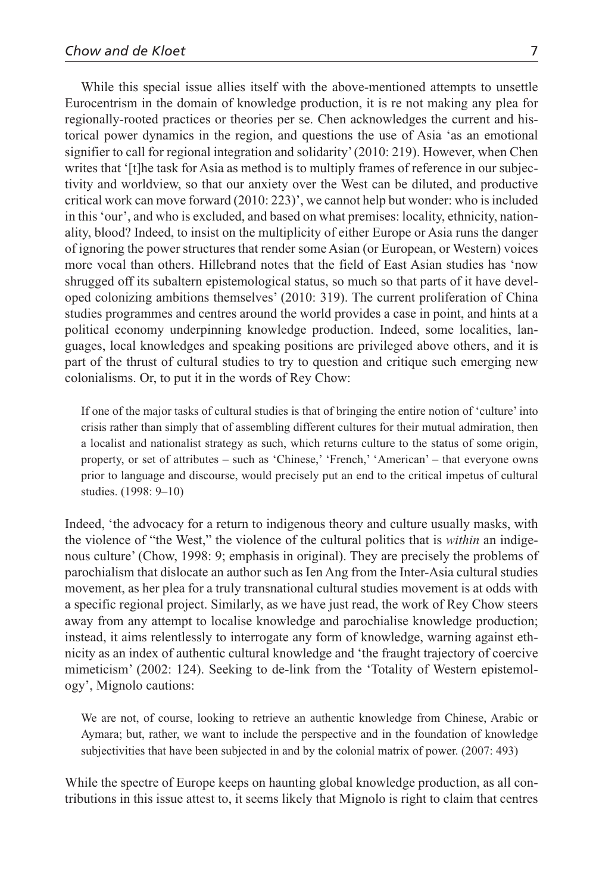While this special issue allies itself with the above-mentioned attempts to unsettle Eurocentrism in the domain of knowledge production, it is re not making any plea for regionally-rooted practices or theories per se. Chen acknowledges the current and historical power dynamics in the region, and questions the use of Asia 'as an emotional signifier to call for regional integration and solidarity' (2010: 219). However, when Chen writes that '[t]he task for Asia as method is to multiply frames of reference in our subjectivity and worldview, so that our anxiety over the West can be diluted, and productive critical work can move forward (2010: 223)', we cannot help but wonder: who is included in this 'our', and who is excluded, and based on what premises: locality, ethnicity, nationality, blood? Indeed, to insist on the multiplicity of either Europe or Asia runs the danger of ignoring the power structures that render some Asian (or European, or Western) voices more vocal than others. Hillebrand notes that the field of East Asian studies has 'now shrugged off its subaltern epistemological status, so much so that parts of it have developed colonizing ambitions themselves' (2010: 319). The current proliferation of China studies programmes and centres around the world provides a case in point, and hints at a political economy underpinning knowledge production. Indeed, some localities, languages, local knowledges and speaking positions are privileged above others, and it is part of the thrust of cultural studies to try to question and critique such emerging new colonialisms. Or, to put it in the words of Rey Chow:

> If one of the major tasks of cultural studies is that of bringing the entire notion of 'culture' into crisis rather than simply that of assembling different cultures for their mutual admiration, then a localist and nationalist strategy as such, which returns culture to the status of some origin, property, or set of attributes – such as 'Chinese,' 'French,' 'American' – that everyone owns prior to language and discourse, would precisely put an end to the critical impetus of cultural studies. (1998: 9–10)

Indeed, 'the advocacy for a return to indigenous theory and culture usually masks, with the violence of "the West," the violence of the cultural politics that is *within* an indigenous culture' (Chow, 1998: 9; emphasis in original). They are precisely the problems of parochialism that dislocate an author such as Ien Ang from the Inter-Asia cultural studies movement, as her plea for a truly transnational cultural studies movement is at odds with a specific regional project. Similarly, as we have just read, the work of Rey Chow steers away from any attempt to localise knowledge and parochialise knowledge production; instead, it aims relentlessly to interrogate any form of knowledge, warning against ethnicity as an index of authentic cultural knowledge and 'the fraught trajectory of coercive mimeticism' (2002: 124). Seeking to de-link from the 'Totality of Western epistemology', Mignolo cautions:

> We are not, of course, looking to retrieve an authentic knowledge from Chinese, Arabic or Aymara; but, rather, we want to include the perspective and in the foundation of knowledge subjectivities that have been subjected in and by the colonial matrix of power. (2007: 493)

While the spectre of Europe keeps on haunting global knowledge production, as all contributions in this issue attest to, it seems likely that Mignolo is right to claim that centres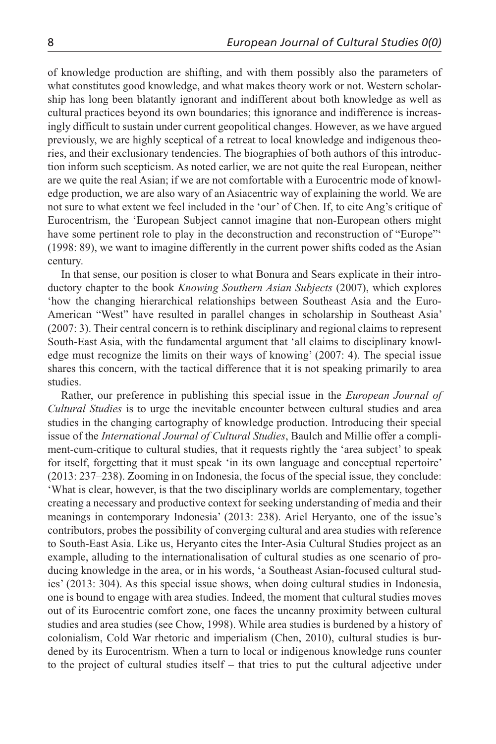of knowledge production are shifting, and with them possibly also the parameters of what constitutes good knowledge, and what makes theory work or not. Western scholarship has long been blatantly ignorant and indifferent about both knowledge as well as cultural practices beyond its own boundaries; this ignorance and indifference is increasingly difficult to sustain under current geopolitical changes. However, as we have argued previously, we are highly sceptical of a retreat to local knowledge and indigenous theories, and their exclusionary tendencies. The biographies of both authors of this introduction inform such scepticism. As noted earlier, we are not quite the real European, neither are we quite the real Asian; if we are not comfortable with a Eurocentric mode of knowledge production, we are also wary of an Asiacentric way of explaining the world. We are not sure to what extent we feel included in the 'our' of Chen. If, to cite Ang's critique of Eurocentrism, the 'European Subject cannot imagine that non-European others might have some pertinent role to play in the deconstruction and reconstruction of "Europe"' (1998: 89), we want to imagine differently in the current power shifts coded as the Asian century.

In that sense, our position is closer to what Bonura and Sears explicate in their introductory chapter to the book *Knowing Southern Asian Subjects* (2007), which explores 'how the changing hierarchical relationships between Southeast Asia and the Euro-American "West" have resulted in parallel changes in scholarship in Southeast Asia' (2007: 3). Their central concern is to rethink disciplinary and regional claims to represent South-East Asia, with the fundamental argument that 'all claims to disciplinary knowledge must recognize the limits on their ways of knowing' (2007: 4). The special issue shares this concern, with the tactical difference that it is not speaking primarily to area studies.

Rather, our preference in publishing this special issue in the *European Journal of Cultural Studies* is to urge the inevitable encounter between cultural studies and area studies in the changing cartography of knowledge production. Introducing their special issue of the *International Journal of Cultural Studies*, Baulch and Millie offer a compliment-cum-critique to cultural studies, that it requests rightly the 'area subject' to speak for itself, forgetting that it must speak 'in its own language and conceptual repertoire' (2013: 237–238). Zooming in on Indonesia, the focus of the special issue, they conclude: 'What is clear, however, is that the two disciplinary worlds are complementary, together creating a necessary and productive context for seeking understanding of media and their meanings in contemporary Indonesia' (2013: 238). Ariel Heryanto, one of the issue's contributors, probes the possibility of converging cultural and area studies with reference to South-East Asia. Like us, Heryanto cites the Inter-Asia Cultural Studies project as an example, alluding to the internationalisation of cultural studies as one scenario of producing knowledge in the area, or in his words, 'a Southeast Asian-focused cultural studies' (2013: 304). As this special issue shows, when doing cultural studies in Indonesia, one is bound to engage with area studies. Indeed, the moment that cultural studies moves out of its Eurocentric comfort zone, one faces the uncanny proximity between cultural studies and area studies (see Chow, 1998). While area studies is burdened by a history of colonialism, Cold War rhetoric and imperialism (Chen, 2010), cultural studies is burdened by its Eurocentrism. When a turn to local or indigenous knowledge runs counter to the project of cultural studies itself – that tries to put the cultural adjective under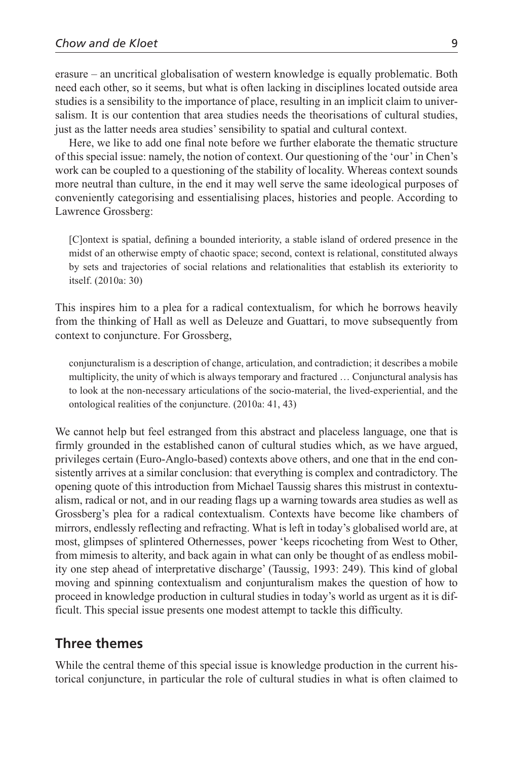erasure – an uncritical globalisation of western knowledge is equally problematic. Both need each other, so it seems, but what is often lacking in disciplines located outside area studies is a sensibility to the importance of place, resulting in an implicit claim to universalism. It is our contention that area studies needs the theorisations of cultural studies, just as the latter needs area studies' sensibility to spatial and cultural context.

Here, we like to add one final note before we further elaborate the thematic structure of this special issue: namely, the notion of context. Our questioning of the 'our' in Chen's work can be coupled to a questioning of the stability of locality. Whereas context sounds more neutral than culture, in the end it may well serve the same ideological purposes of conveniently categorising and essentialising places, histories and people. According to Lawrence Grossberg:

> [C]ontext is spatial, defining a bounded interiority, a stable island of ordered presence in the midst of an otherwise empty of chaotic space; second, context is relational, constituted always by sets and trajectories of social relations and relationalities that establish its exteriority to itself. (2010a: 30)

This inspires him to a plea for a radical contextualism, for which he borrows heavily from the thinking of Hall as well as Deleuze and Guattari, to move subsequently from context to conjuncture. For Grossberg,

> conjuncturalism is a description of change, articulation, and contradiction; it describes a mobile multiplicity, the unity of which is always temporary and fractured … Conjunctural analysis has to look at the non-necessary articulations of the socio-material, the lived-experiential, and the ontological realities of the conjuncture. (2010a: 41, 43)

We cannot help but feel estranged from this abstract and placeless language, one that is firmly grounded in the established canon of cultural studies which, as we have argued, privileges certain (Euro-Anglo-based) contexts above others, and one that in the end consistently arrives at a similar conclusion: that everything is complex and contradictory. The opening quote of this introduction from Michael Taussig shares this mistrust in contextualism, radical or not, and in our reading flags up a warning towards area studies as well as Grossberg's plea for a radical contextualism. Contexts have become like chambers of mirrors, endlessly reflecting and refracting. What is left in today's globalised world are, at most, glimpses of splintered Othernesses, power 'keeps ricocheting from West to Other, from mimesis to alterity, and back again in what can only be thought of as endless mobility one step ahead of interpretative discharge' (Taussig, 1993: 249). This kind of global moving and spinning contextualism and conjunturalism makes the question of how to proceed in knowledge production in cultural studies in today's world as urgent as it is difficult. This special issue presents one modest attempt to tackle this difficulty.

## Three themes

While the central theme of this special issue is knowledge production in the current historical conjuncture, in particular the role of cultural studies in what is often claimed to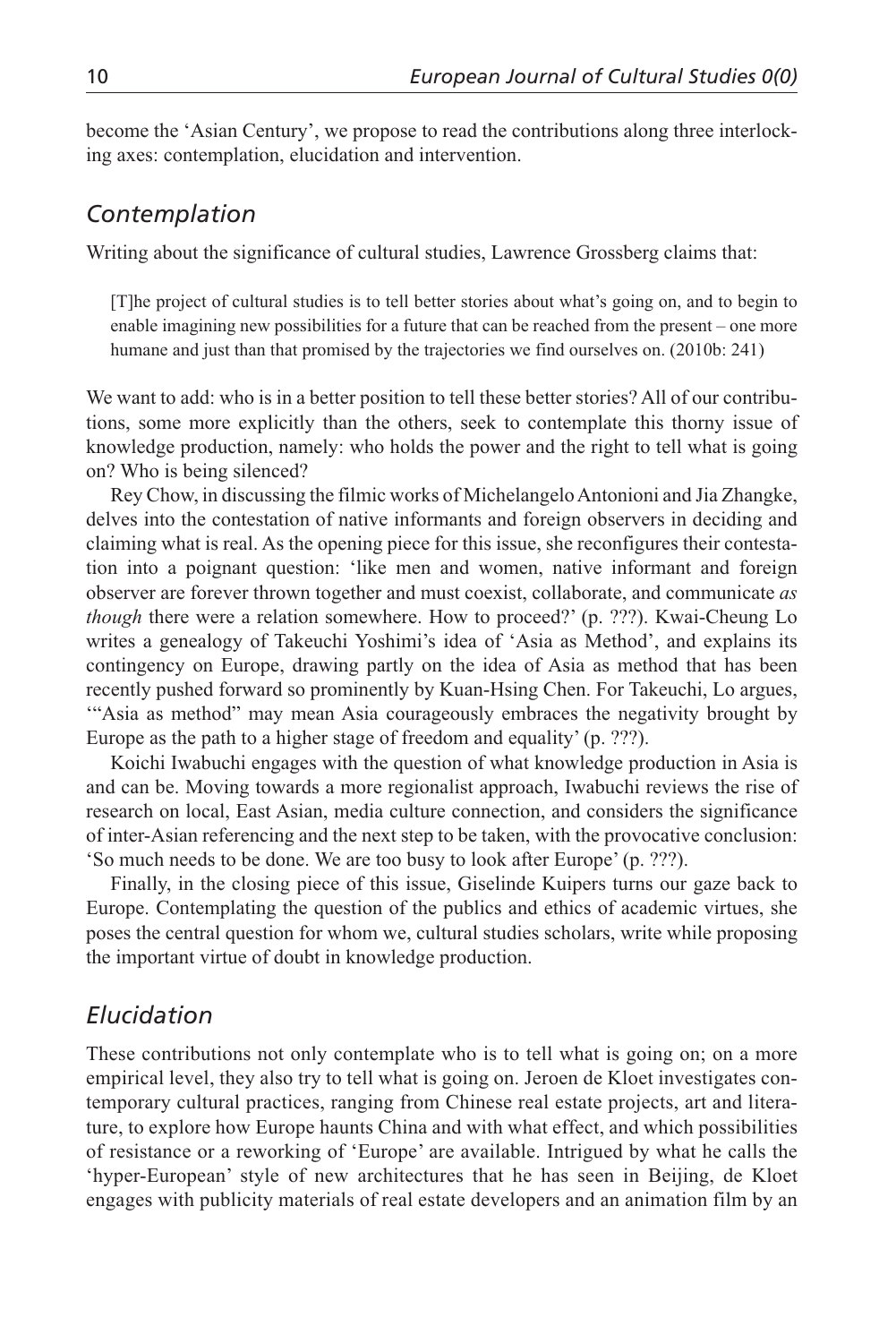become the 'Asian Century', we propose to read the contributions along three interlocking axes: contemplation, elucidation and intervention.

## *Contemplation*

Writing about the significance of cultural studies, Lawrence Grossberg claims that:

> [T]he project of cultural studies is to tell better stories about what's going on, and to begin to enable imagining new possibilities for a future that can be reached from the present – one more humane and just than that promised by the trajectories we find ourselves on. (2010b: 241)

We want to add: who is in a better position to tell these better stories? All of our contributions, some more explicitly than the others, seek to contemplate this thorny issue of knowledge production, namely: who holds the power and the right to tell what is going on? Who is being silenced?

Rey Chow, in discussing the filmic works of Michelangelo Antonioni and Jia Zhangke, delves into the contestation of native informants and foreign observers in deciding and claiming what is real. As the opening piece for this issue, she reconfigures their contestation into a poignant question: 'like men and women, native informant and foreign observer are forever thrown together and must coexist, collaborate, and communicate *as though* there were a relation somewhere. How to proceed?' (p. ???). Kwai-Cheung Lo writes a genealogy of Takeuchi Yoshimi's idea of 'Asia as Method', and explains its contingency on Europe, drawing partly on the idea of Asia as method that has been recently pushed forward so prominently by Kuan-Hsing Chen. For Takeuchi, Lo argues, '"Asia as method" may mean Asia courageously embraces the negativity brought by Europe as the path to a higher stage of freedom and equality' (p. ???).

Koichi Iwabuchi engages with the question of what knowledge production in Asia is and can be. Moving towards a more regionalist approach, Iwabuchi reviews the rise of research on local, East Asian, media culture connection, and considers the significance of inter-Asian referencing and the next step to be taken, with the provocative conclusion: 'So much needs to be done. We are too busy to look after Europe' (p. ???).

Finally, in the closing piece of this issue, Giselinde Kuipers turns our gaze back to Europe. Contemplating the question of the publics and ethics of academic virtues, she poses the central question for whom we, cultural studies scholars, write while proposing the important virtue of doubt in knowledge production.

## *Elucidation*

These contributions not only contemplate who is to tell what is going on; on a more empirical level, they also try to tell what is going on. Jeroen de Kloet investigates contemporary cultural practices, ranging from Chinese real estate projects, art and literature, to explore how Europe haunts China and with what effect, and which possibilities of resistance or a reworking of 'Europe' are available. Intrigued by what he calls the 'hyper-European' style of new architectures that he has seen in Beijing, de Kloet engages with publicity materials of real estate developers and an animation film by an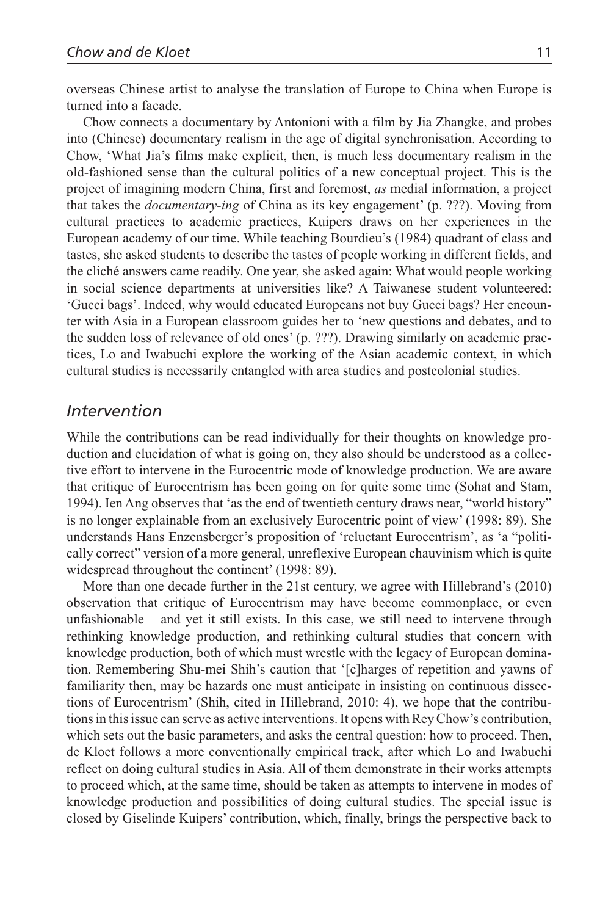overseas Chinese artist to analyse the translation of Europe to China when Europe is turned into a facade.

Chow connects a documentary by Antonioni with a film by Jia Zhangke, and probes into (Chinese) documentary realism in the age of digital synchronisation. According to Chow, 'What Jia's films make explicit, then, is much less documentary realism in the old-fashioned sense than the cultural politics of a new conceptual project. This is the project of imagining modern China, first and foremost, *as* medial information, a project that takes the *documentary-ing* of China as its key engagement' (p. ???). Moving from cultural practices to academic practices, Kuipers draws on her experiences in the European academy of our time. While teaching Bourdieu's (1984) quadrant of class and tastes, she asked students to describe the tastes of people working in different fields, and the cliché answers came readily. One year, she asked again: What would people working in social science departments at universities like? A Taiwanese student volunteered: 'Gucci bags'. Indeed, why would educated Europeans not buy Gucci bags? Her encounter with Asia in a European classroom guides her to 'new questions and debates, and to the sudden loss of relevance of old ones' (p. ???). Drawing similarly on academic practices, Lo and Iwabuchi explore the working of the Asian academic context, in which cultural studies is necessarily entangled with area studies and postcolonial studies.

## *Intervention*

While the contributions can be read individually for their thoughts on knowledge production and elucidation of what is going on, they also should be understood as a collective effort to intervene in the Eurocentric mode of knowledge production. We are aware that critique of Eurocentrism has been going on for quite some time (Sohat and Stam, 1994). Ien Ang observes that 'as the end of twentieth century draws near, "world history" is no longer explainable from an exclusively Eurocentric point of view' (1998: 89). She understands Hans Enzensberger's proposition of 'reluctant Eurocentrism', as 'a "politically correct" version of a more general, unreflexive European chauvinism which is quite widespread throughout the continent' (1998: 89).

More than one decade further in the 21st century, we agree with Hillebrand's (2010) observation that critique of Eurocentrism may have become commonplace, or even unfashionable – and yet it still exists. In this case, we still need to intervene through rethinking knowledge production, and rethinking cultural studies that concern with knowledge production, both of which must wrestle with the legacy of European domination. Remembering Shu-mei Shih's caution that '[c]harges of repetition and yawns of familiarity then, may be hazards one must anticipate in insisting on continuous dissections of Eurocentrism' (Shih, cited in Hillebrand, 2010: 4), we hope that the contributions in this issue can serve as active interventions. It opens with Rey Chow's contribution, which sets out the basic parameters, and asks the central question: how to proceed. Then, de Kloet follows a more conventionally empirical track, after which Lo and Iwabuchi reflect on doing cultural studies in Asia. All of them demonstrate in their works attempts to proceed which, at the same time, should be taken as attempts to intervene in modes of knowledge production and possibilities of doing cultural studies. The special issue is closed by Giselinde Kuipers' contribution, which, finally, brings the perspective back to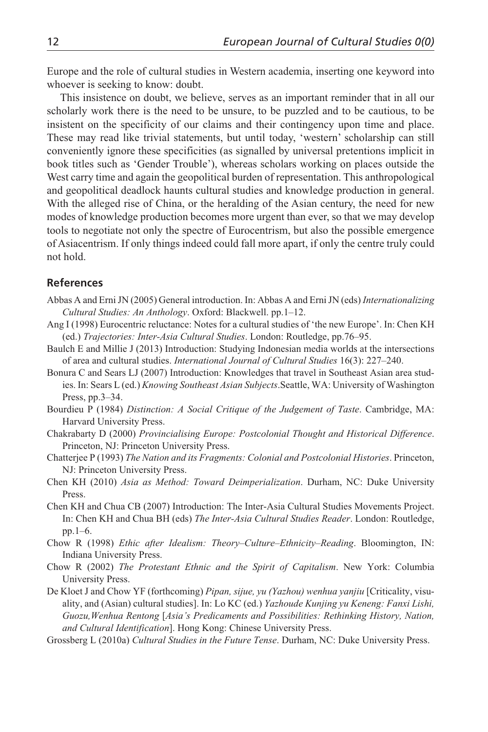Europe and the role of cultural studies in Western academia, inserting one keyword into whoever is seeking to know: doubt.

This insistence on doubt, we believe, serves as an important reminder that in all our scholarly work there is the need to be unsure, to be puzzled and to be cautious, to be insistent on the specificity of our claims and their contingency upon time and place. These may read like trivial statements, but until today, 'western' scholarship can still conveniently ignore these specificities (as signalled by universal pretentions implicit in book titles such as 'Gender Trouble'), whereas scholars working on places outside the West carry time and again the geopolitical burden of representation. This anthropological and geopolitical deadlock haunts cultural studies and knowledge production in general. With the alleged rise of China, or the heralding of the Asian century, the need for new modes of knowledge production becomes more urgent than ever, so that we may develop tools to negotiate not only the spectre of Eurocentrism, but also the possible emergence of Asiacentrism. If only things indeed could fall more apart, if only the centre truly could not hold.

## References

Abbas A and Erni JN (2005) General introduction. In: Abbas A and Erni JN (eds) *Internationalizing Cultural Studies: An Anthology*. Oxford: Blackwell. pp.1–12.

Ang I (1998) Eurocentric reluctance: Notes for a cultural studies of 'the new Europe'. In: Chen KH (ed.) *Trajectories: Inter-Asia Cultural Studies*. London: Routledge, pp.76–95.

Baulch E and Millie J (2013) Introduction: Studying Indonesian media worlds at the intersections of area and cultural studies. *International Journal of Cultural Studies* 16(3): 227–240.

Bonura C and Sears LJ (2007) Introduction: Knowledges that travel in Southeast Asian area studies. In: Sears L (ed.) *Knowing Southeast Asian Subjects*.Seattle, WA: University of Washington Press, pp.3–34.

Bourdieu P (1984) *Distinction: A Social Critique of the Judgement of Taste*. Cambridge, MA: Harvard University Press.

Chakrabarty D (2000) *Provincialising Europe: Postcolonial Thought and Historical Difference*. Princeton, NJ: Princeton University Press.

Chatterjee P (1993) *The Nation and its Fragments: Colonial and Postcolonial Histories*. Princeton, NJ: Princeton University Press.

Chen KH (2010) *Asia as Method: Toward Deimperialization*. Durham, NC: Duke University Press.

Chen KH and Chua CB (2007) Introduction: The Inter-Asia Cultural Studies Movements Project. In: Chen KH and Chua BH (eds) *The Inter-Asia Cultural Studies Reader*. London: Routledge, pp.1–6.

Chow R (1998) *Ethic after Idealism: Theory–Culture–Ethnicity–Reading*. Bloomington, IN: Indiana University Press.

Chow R (2002) *The Protestant Ethnic and the Spirit of Capitalism*. New York: Columbia University Press.

De Kloet J and Chow YF (forthcoming) *Pipan, sijue, yu (Yazhou) wenhua yanjiu* [Criticality, visuality, and (Asian) cultural studies]. In: Lo KC (ed.) *Yazhoude Kunjing yu Keneng: Fanxi Lishi, Guozu,Wenhua Rentong* [*Asia's Predicaments and Possibilities: Rethinking History, Nation, and Cultural Identification*]. Hong Kong: Chinese University Press.

Grossberg L (2010a) *Cultural Studies in the Future Tense*. Durham, NC: Duke University Press.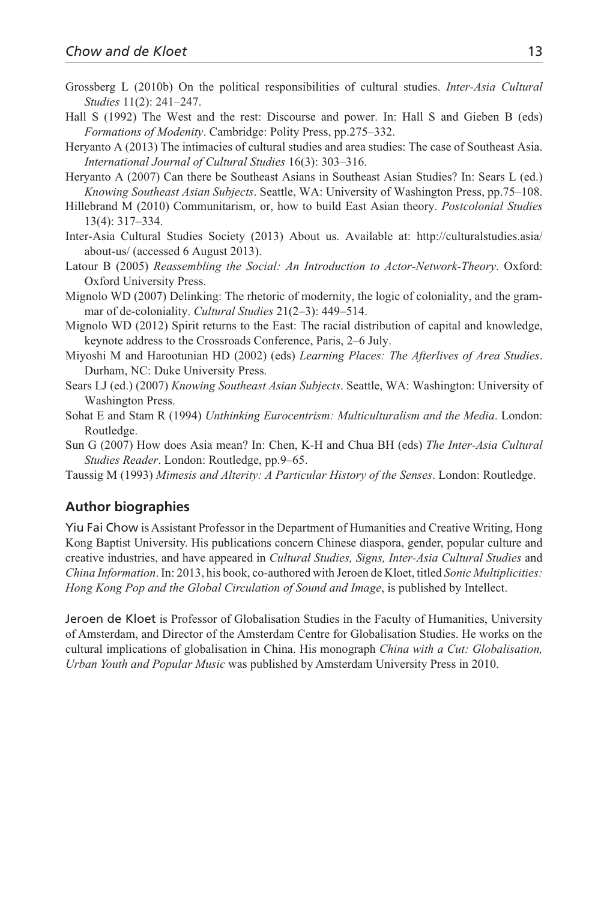Grossberg L (2010b) On the political responsibilities of cultural studies. *Inter-Asia Cultural Studies* 11(2): 241–247.

Hall S (1992) The West and the rest: Discourse and power. In: Hall S and Gieben B (eds) *Formations of Modenity*. Cambridge: Polity Press, pp.275–332.

Heryanto A (2013) The intimacies of cultural studies and area studies: The case of Southeast Asia. *International Journal of Cultural Studies* 16(3): 303–316.

Heryanto A (2007) Can there be Southeast Asians in Southeast Asian Studies? In: Sears L (ed.) *Knowing Southeast Asian Subjects*. Seattle, WA: University of Washington Press, pp.75–108.

Hillebrand M (2010) Communitarism, or, how to build East Asian theory. *Postcolonial Studies* 13(4): 317–334.

Inter-Asia Cultural Studies Society (2013) About us. Available at: http://culturalstudies.asia/about-us/ (accessed 6 August 2013).

Latour B (2005) *Reassembling the Social: An Introduction to Actor-Network-Theory*. Oxford: Oxford University Press.

Mignolo WD (2007) Delinking: The rhetoric of modernity, the logic of coloniality, and the grammar of de-coloniality. *Cultural Studies* 21(2–3): 449–514.

Mignolo WD (2012) Spirit returns to the East: The racial distribution of capital and knowledge, keynote address to the Crossroads Conference, Paris, 2–6 July.

Miyoshi M and Harootunian HD (2002) (eds) *Learning Places: The Afterlives of Area Studies*. Durham, NC: Duke University Press.

Sears LJ (ed.) (2007) *Knowing Southeast Asian Subjects*. Seattle, WA: Washington: University of Washington Press.

Sohat E and Stam R (1994) *Unthinking Eurocentrism: Multiculturalism and the Media*. London: Routledge.

Sun G (2007) How does Asia mean? In: Chen, K-H and Chua BH (eds) *The Inter-Asia Cultural Studies Reader*. London: Routledge, pp.9–65.

Taussig M (1993) *Mimesis and Alterity: A Particular History of the Senses*. London: Routledge.

## Author biographies

Yiu Fai Chow is Assistant Professor in the Department of Humanities and Creative Writing, Hong Kong Baptist University. His publications concern Chinese diaspora, gender, popular culture and creative industries, and have appeared in *Cultural Studies, Signs, Inter-Asia Cultural Studies* and *China Information*. In: 2013, his book, co-authored with Jeroen de Kloet, titled *Sonic Multiplicities: Hong Kong Pop and the Global Circulation of Sound and Image*, is published by Intellect.

Jeroen de Kloet is Professor of Globalisation Studies in the Faculty of Humanities, University of Amsterdam, and Director of the Amsterdam Centre for Globalisation Studies. He works on the cultural implications of globalisation in China. His monograph *China with a Cut: Globalisation, Urban Youth and Popular Music* was published by Amsterdam University Press in 2010.